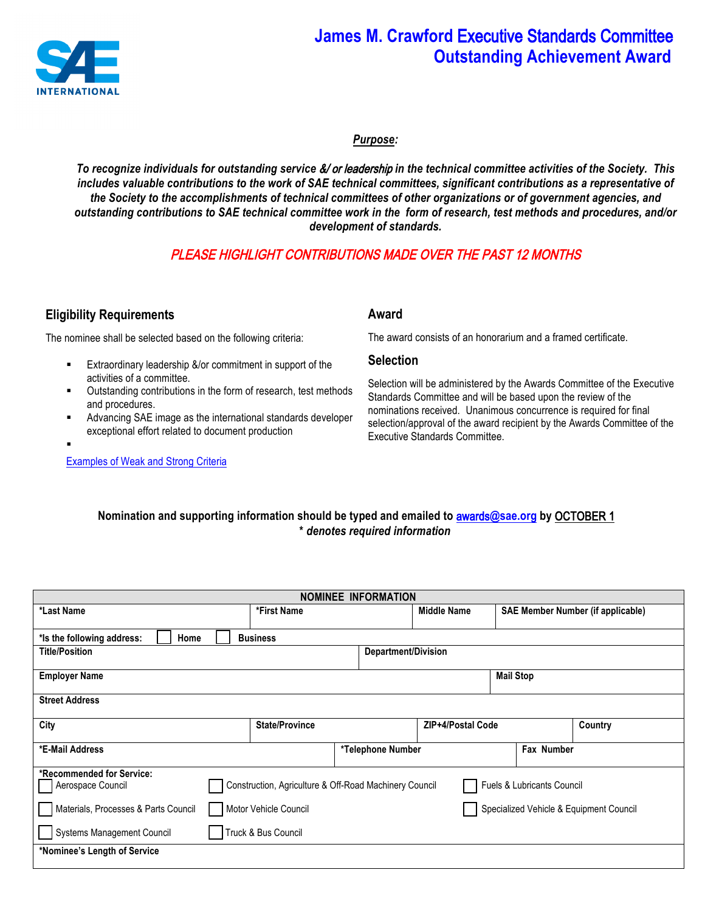# James M. Crawford Executive Standards Committee Outstanding Achievement Award

***Purpose:***

***To recognize individuals for outstanding service &/ or leadership in the technical committee activities of the Society. This includes valuable contributions to the work of SAE technical committees, significant contributions as a representative of the Society to the accomplishments of technical committees of other organizations or of government agencies, and outstanding contributions to SAE technical committee work in the form of research, test methods and procedures, and/or development of standards.***

*PLEASE HIGHLIGHT CONTRIBUTIONS MADE OVER THE PAST 12 MONTHS*

## Eligibility Requirements

The nominee shall be selected based on the following criteria:

- Extraordinary leadership &/or commitment in support of the activities of a committee.
- Outstanding contributions in the form of research, test methods and procedures.
- Advancing SAE image as the international standards developer exceptional effort related to document production
- 

[Examples of Weak and Strong Criteria]

## Award

The award consists of an honorarium and a framed certificate.

## Selection

Selection will be administered by the Awards Committee of the Executive Standards Committee and will be based upon the review of the nominations received. Unanimous concurrence is required for final selection/approval of the award recipient by the Awards Committee of the Executive Standards Committee.

**Nomination and supporting information should be typed and emailed to awards@sae.org by OCTOBER 1**

***\* denotes required information***

| NOMINEE INFORMATION | | | | |
|---|---|---|---|---|
| *Last Name | *First Name | Middle Name | SAE Member Number (if applicable) | |
| *Is the following address: ☐ Home ☐ Business | | | | |
| Title/Position | | Department/Division | | |
| Employer Name | | | Mail Stop | |
| Street Address | | | | |
| City | State/Province | ZIP+4/Postal Code | Country | |
| *E-Mail Address | *Telephone Number | | Fax Number | |
| *Recommended for Service: | | | | |
| ☐ Aerospace Council | ☐ Construction, Agriculture & Off-Road Machinery Council | | ☐ Fuels & Lubricants Council | |
| ☐ Materials, Processes & Parts Council | ☐ Motor Vehicle Council | | ☐ Specialized Vehicle & Equipment Council | |
| ☐ Systems Management Council | ☐ Truck & Bus Council | | | |
| *Nominee's Length of Service | | | | |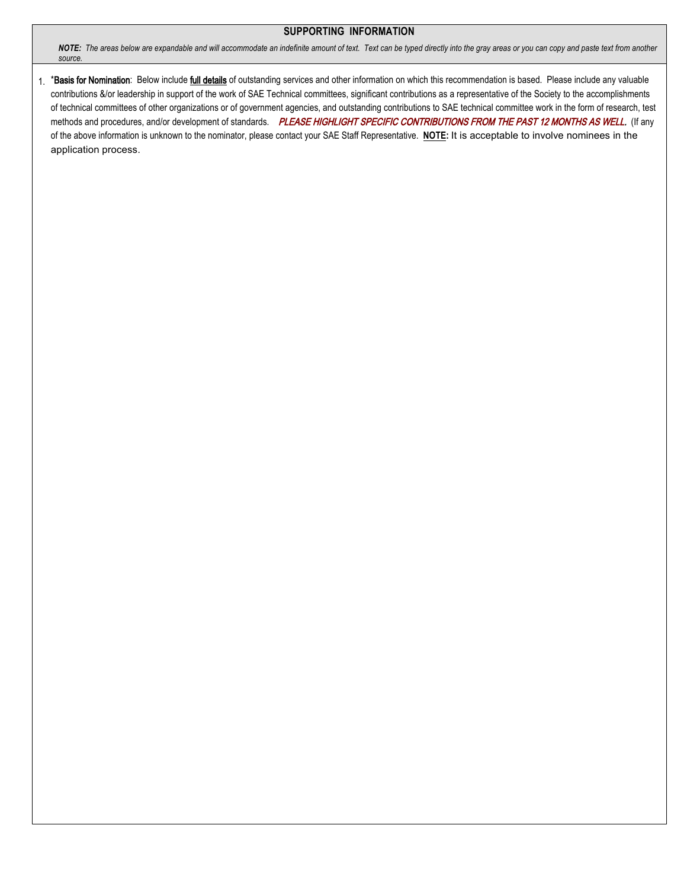## SUPPORTING INFORMATION

***NOTE:*** *The areas below are expandable and will accommodate an indefinite amount of text. Text can be typed directly into the gray areas or you can copy and paste text from another source.*

1. ***Basis for Nomination**: Below include **full details** of outstanding services and other information on which this recommendation is based. Please include any valuable contributions &/or leadership in support of the work of SAE Technical committees, significant contributions as a representative of the Society to the accomplishments of technical committees of other organizations or of government agencies, and outstanding contributions to SAE technical committee work in the form of research, test methods and procedures, and/or development of standards. ***PLEASE HIGHLIGHT SPECIFIC CONTRIBUTIONS FROM THE PAST 12 MONTHS AS WELL.*** (If any of the above information is unknown to the nominator, please contact your SAE Staff Representative. **NOTE:** It is acceptable to involve nominees in the application process.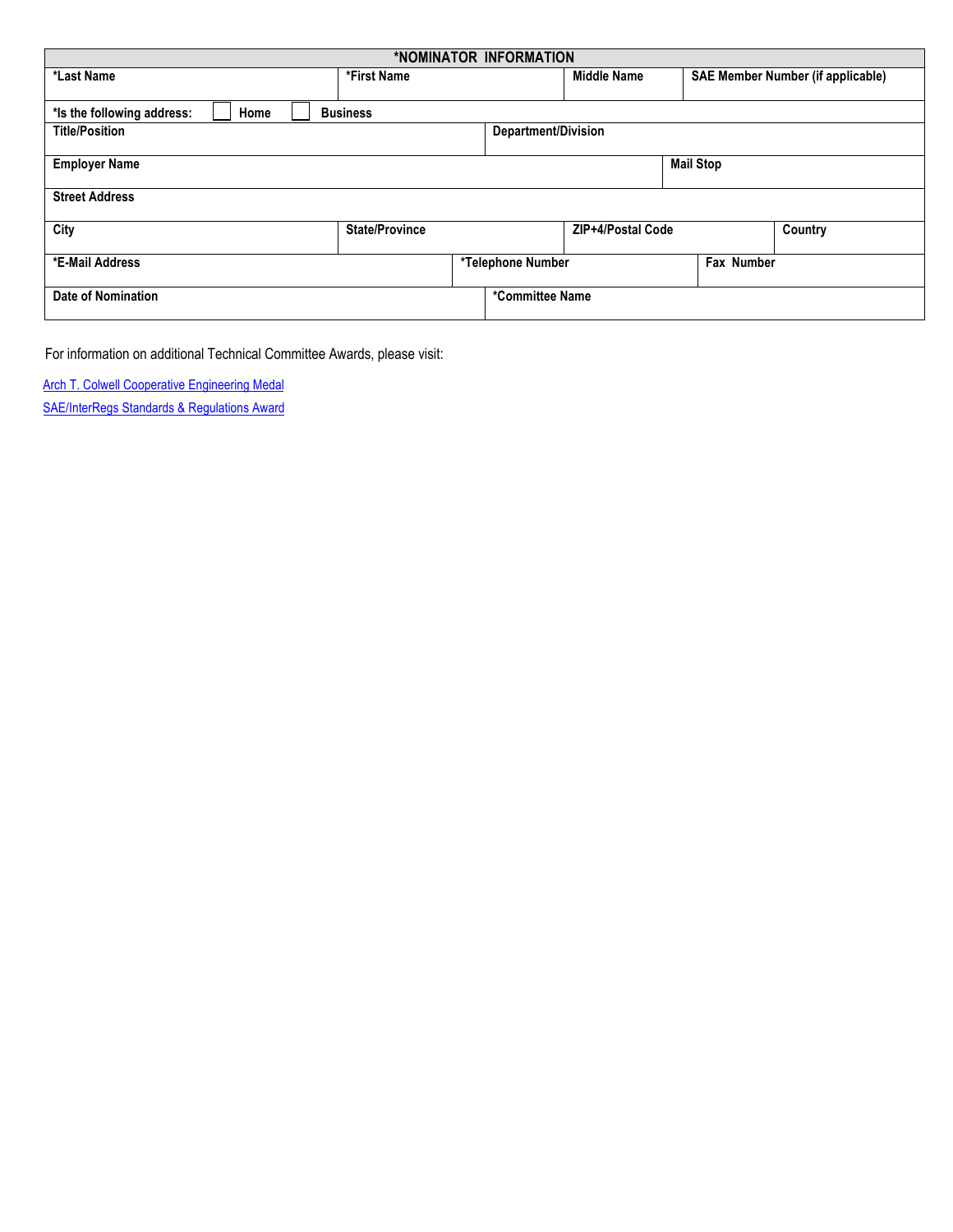| *NOMINATOR INFORMATION | | | |
|---|---|---|---|
| *Last Name | *First Name | Middle Name | SAE Member Number (if applicable) |
| *Is the following address: ☐ Home ☐ Business | | | |
| Title/Position | Department/Division | | |
| Employer Name | Mail Stop | | |
| Street Address | | | |
| City | State/Province | ZIP+4/Postal Code | Country |
| *E-Mail Address | *Telephone Number | Fax Number | |
| Date of Nomination | *Committee Name | | |

For information on additional Technical Committee Awards, please visit:

Arch T. Colwell Cooperative Engineering Medal

SAE/InterRegs Standards & Regulations Award